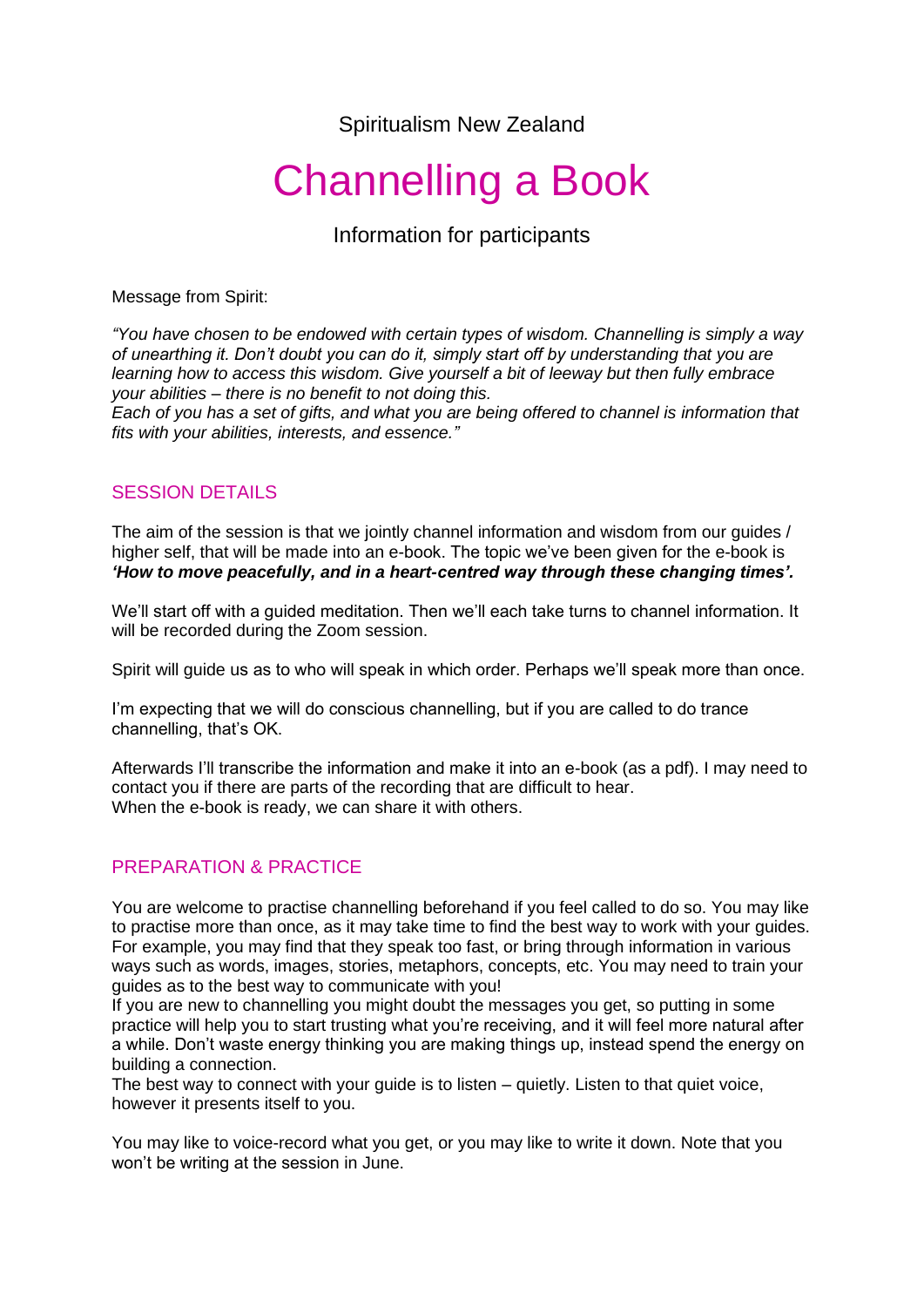Spiritualism New Zealand

# Channelling a Book

Information for participants

Message from Spirit:

*"You have chosen to be endowed with certain types of wisdom. Channelling is simply a way of unearthing it. Don't doubt you can do it, simply start off by understanding that you are learning how to access this wisdom. Give yourself a bit of leeway but then fully embrace your abilities – there is no benefit to not doing this.*
*Each of you has a set of gifts, and what you are being offered to channel is information that fits with your abilities, interests, and essence."*

## SESSION DETAILS

The aim of the session is that we jointly channel information and wisdom from our guides / higher self, that will be made into an e-book. The topic we've been given for the e-book is ***'How to move peacefully, and in a heart-centred way through these changing times'.***

We'll start off with a guided meditation. Then we'll each take turns to channel information. It will be recorded during the Zoom session.

Spirit will guide us as to who will speak in which order. Perhaps we'll speak more than once.

I'm expecting that we will do conscious channelling, but if you are called to do trance channelling, that's OK.

Afterwards I'll transcribe the information and make it into an e-book (as a pdf). I may need to contact you if there are parts of the recording that are difficult to hear.
When the e-book is ready, we can share it with others.

## PREPARATION & PRACTICE

You are welcome to practise channelling beforehand if you feel called to do so. You may like to practise more than once, as it may take time to find the best way to work with your guides. For example, you may find that they speak too fast, or bring through information in various ways such as words, images, stories, metaphors, concepts, etc. You may need to train your guides as to the best way to communicate with you!
If you are new to channelling you might doubt the messages you get, so putting in some practice will help you to start trusting what you're receiving, and it will feel more natural after a while. Don't waste energy thinking you are making things up, instead spend the energy on building a connection.
The best way to connect with your guide is to listen – quietly. Listen to that quiet voice, however it presents itself to you.

You may like to voice-record what you get, or you may like to write it down. Note that you won't be writing at the session in June.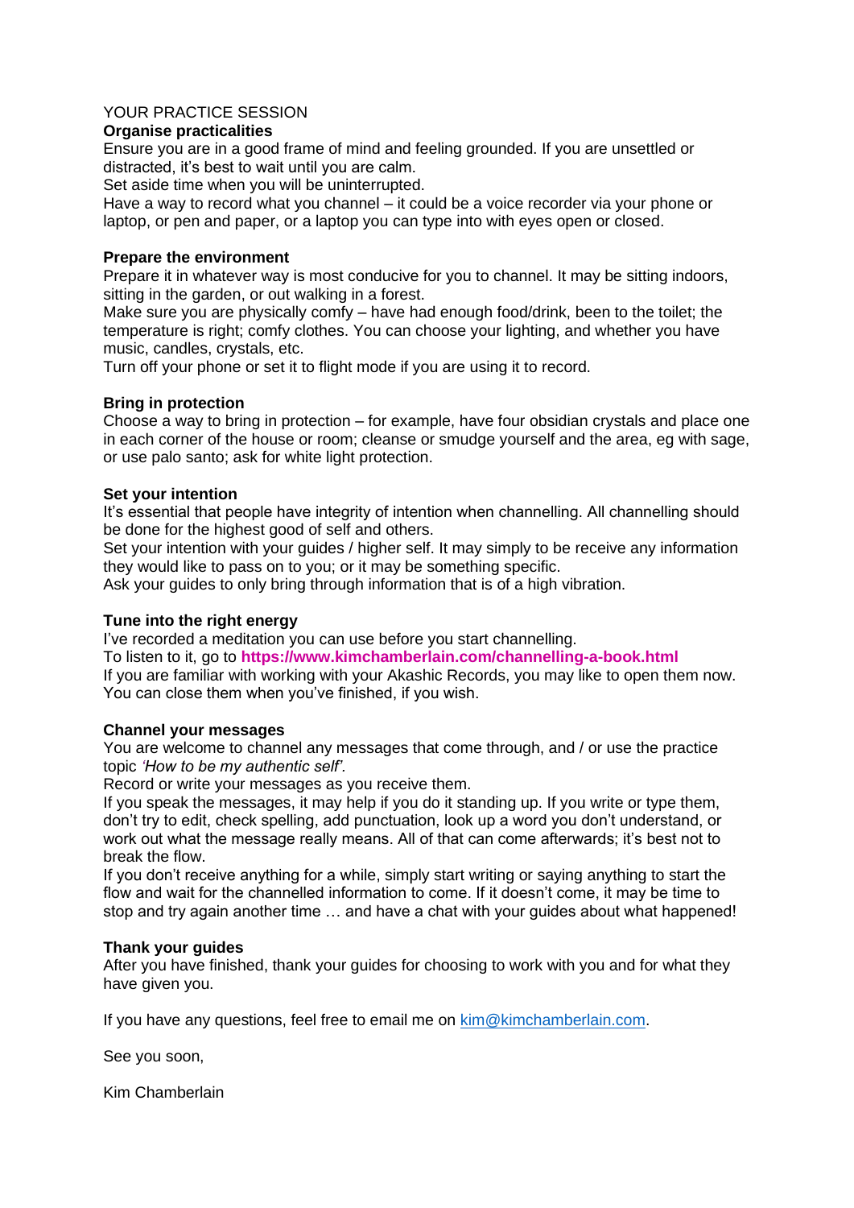YOUR PRACTICE SESSION

**Organise practicalities**

Ensure you are in a good frame of mind and feeling grounded. If you are unsettled or distracted, it's best to wait until you are calm.
Set aside time when you will be uninterrupted.
Have a way to record what you channel – it could be a voice recorder via your phone or laptop, or pen and paper, or a laptop you can type into with eyes open or closed.

**Prepare the environment**

Prepare it in whatever way is most conducive for you to channel. It may be sitting indoors, sitting in the garden, or out walking in a forest.
Make sure you are physically comfy – have had enough food/drink, been to the toilet; the temperature is right; comfy clothes. You can choose your lighting, and whether you have music, candles, crystals, etc.
Turn off your phone or set it to flight mode if you are using it to record.

**Bring in protection**

Choose a way to bring in protection – for example, have four obsidian crystals and place one in each corner of the house or room; cleanse or smudge yourself and the area, eg with sage, or use palo santo; ask for white light protection.

**Set your intention**

It's essential that people have integrity of intention when channelling. All channelling should be done for the highest good of self and others.
Set your intention with your guides / higher self. It may simply to be receive any information they would like to pass on to you; or it may be something specific.
Ask your guides to only bring through information that is of a high vibration.

**Tune into the right energy**

I've recorded a meditation you can use before you start channelling.
To listen to it, go to **https://www.kimchamberlain.com/channelling-a-book.html**
If you are familiar with working with your Akashic Records, you may like to open them now. You can close them when you've finished, if you wish.

**Channel your messages**

You are welcome to channel any messages that come through, and / or use the practice topic *'How to be my authentic self'*.
Record or write your messages as you receive them.
If you speak the messages, it may help if you do it standing up. If you write or type them, don't try to edit, check spelling, add punctuation, look up a word you don't understand, or work out what the message really means. All of that can come afterwards; it's best not to break the flow.
If you don't receive anything for a while, simply start writing or saying anything to start the flow and wait for the channelled information to come. If it doesn't come, it may be time to stop and try again another time … and have a chat with your guides about what happened!

**Thank your guides**

After you have finished, thank your guides for choosing to work with you and for what they have given you.

If you have any questions, feel free to email me on kim@kimchamberlain.com.

See you soon,

Kim Chamberlain